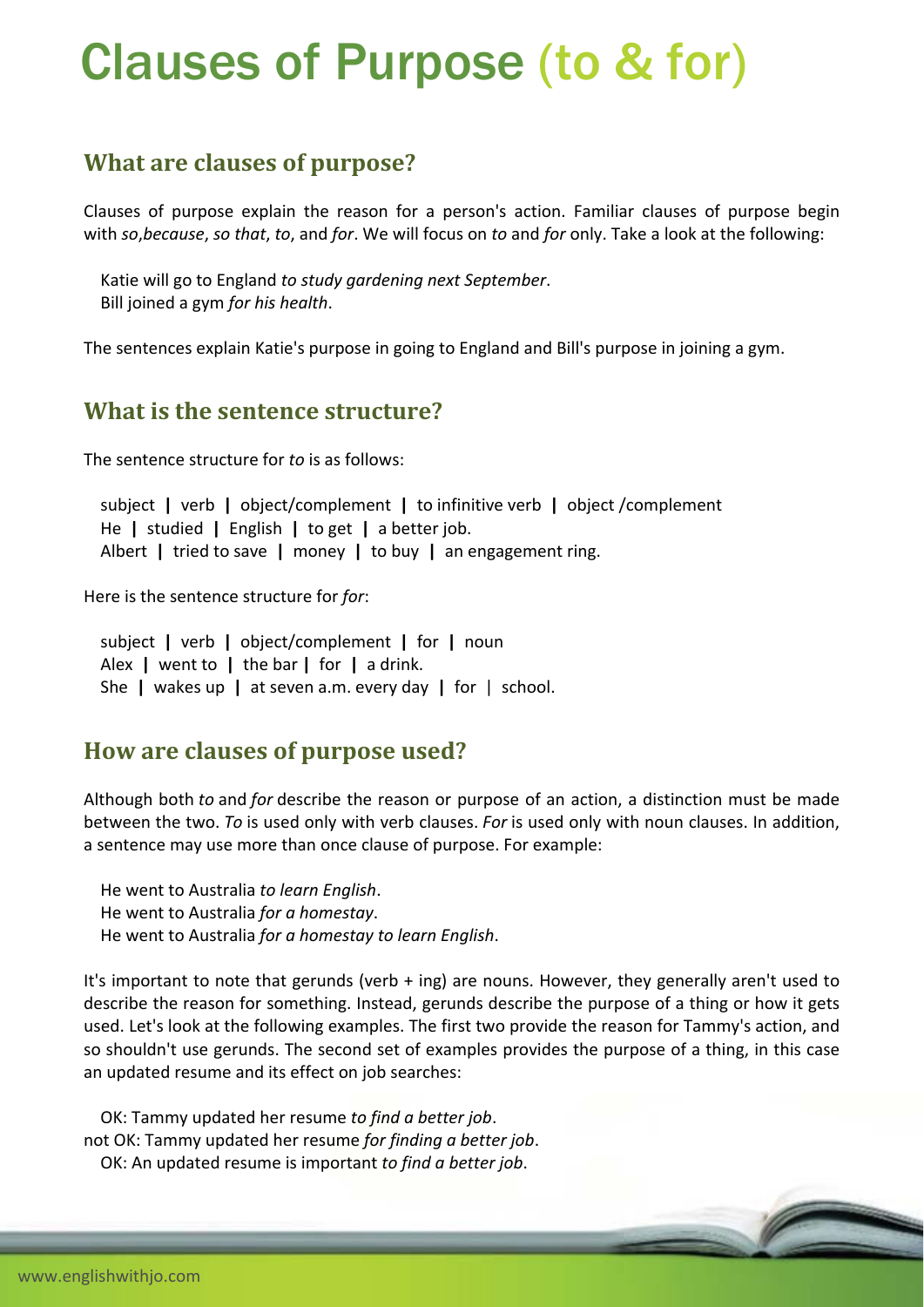# Clauses of Purpose (to & for)

## What are clauses of purpose?

Clauses of purpose explain the reason for a person's action. Familiar clauses of purpose begin with *so*,*because*, *so that*, *to*, and *for*. We will focus on *to* and *for* only. Take a look at the following:

Katie will go to England *to study gardening next September*.
Bill joined a gym *for his health*.

The sentences explain Katie's purpose in going to England and Bill's purpose in joining a gym.

## What is the sentence structure?

The sentence structure for *to* is as follows:

subject | verb | object/complement | to infinitive verb | object /complement
He | studied | English | to get | a better job.
Albert | tried to save | money | to buy | an engagement ring.

Here is the sentence structure for *for*:

subject | verb | object/complement | for | noun
Alex | went to | the bar | for | a drink.
She | wakes up | at seven a.m. every day | for | school.

## How are clauses of purpose used?

Although both *to* and *for* describe the reason or purpose of an action, a distinction must be made between the two. *To* is used only with verb clauses. *For* is used only with noun clauses. In addition, a sentence may use more than once clause of purpose. For example:

He went to Australia *to learn English*.
He went to Australia *for a homestay*.
He went to Australia *for a homestay to learn English*.

It's important to note that gerunds (verb + ing) are nouns. However, they generally aren't used to describe the reason for something. Instead, gerunds describe the purpose of a thing or how it gets used. Let's look at the following examples. The first two provide the reason for Tammy's action, and so shouldn't use gerunds. The second set of examples provides the purpose of a thing, in this case an updated resume and its effect on job searches:

OK: Tammy updated her resume *to find a better job*.
not OK: Tammy updated her resume *for finding a better job*.
OK: An updated resume is important *to find a better job*.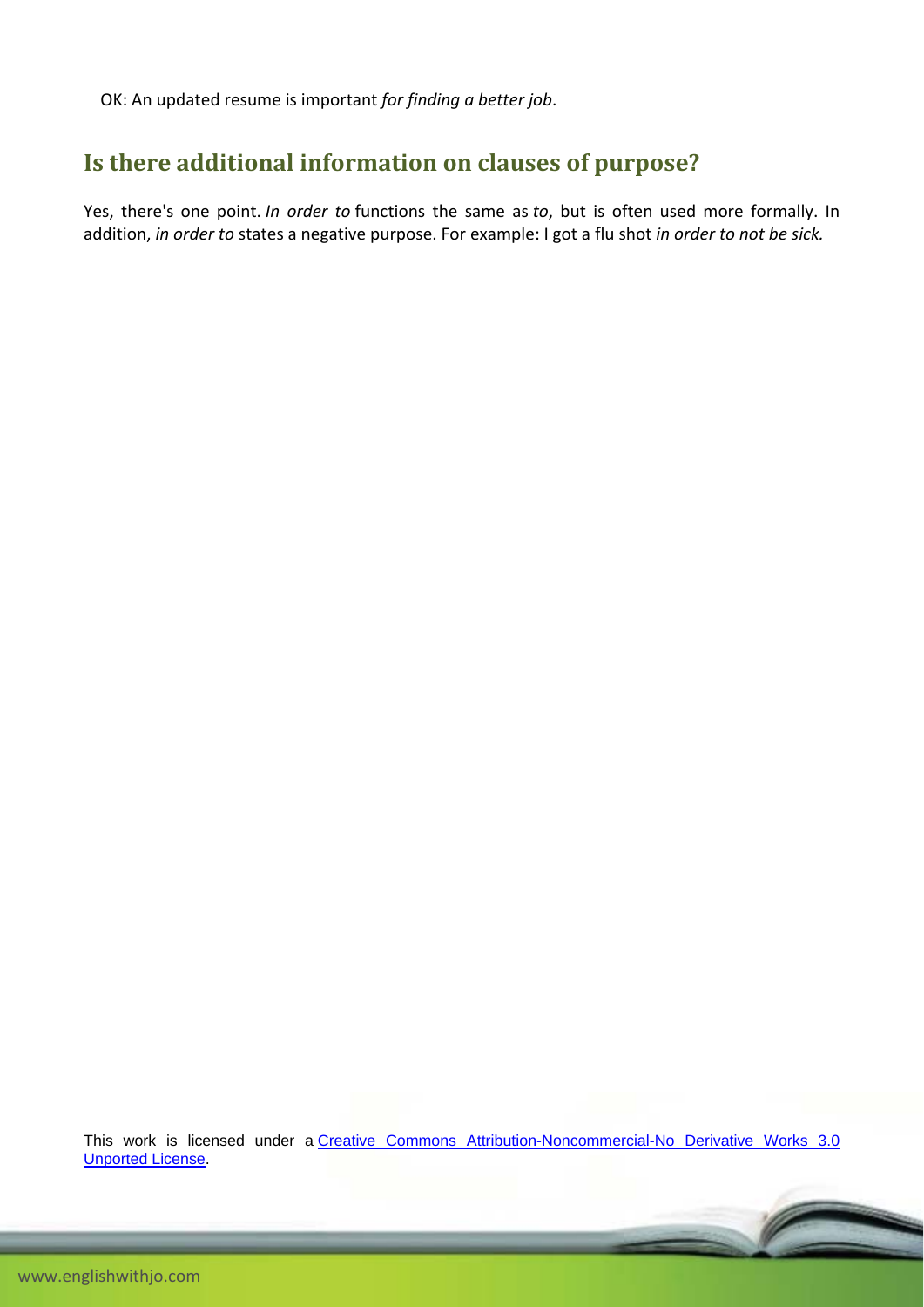OK: An updated resume is important *for finding a better job*.

## Is there additional information on clauses of purpose?

Yes, there's one point. *In order to* functions the same as *to*, but is often used more formally. In addition, *in order to* states a negative purpose. For example: I got a flu shot *in order to not be sick.*

This work is licensed under a [Creative Commons Attribution-Noncommercial-No Derivative Works 3.0 Unported License](https://creativecommons.org/licenses/by-nc-nd/3.0/).